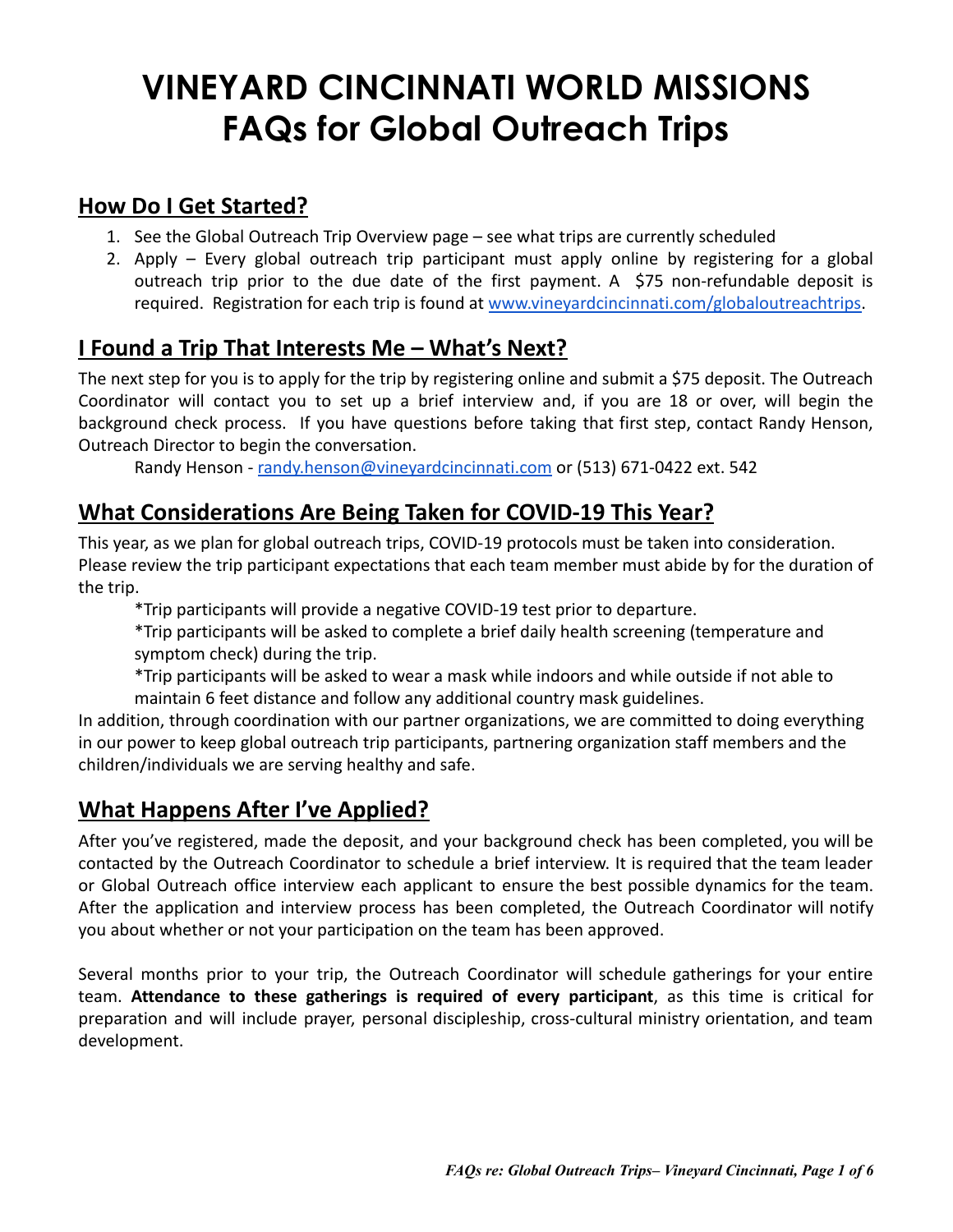# VINEYARD CINCINNATI WORLD MISSIONS
# FAQs for Global Outreach Trips

## How Do I Get Started?

1. See the Global Outreach Trip Overview page – see what trips are currently scheduled
2. Apply – Every global outreach trip participant must apply online by registering for a global outreach trip prior to the due date of the first payment. A $75 non-refundable deposit is required. Registration for each trip is found at [www.vineyardcincinnati.com/globaloutreachtrips](http://www.vineyardcincinnati.com/globaloutreachtrips).

## I Found a Trip That Interests Me – What's Next?

The next step for you is to apply for the trip by registering online and submit a $75 deposit. The Outreach Coordinator will contact you to set up a brief interview and, if you are 18 or over, will begin the background check process. If you have questions before taking that first step, contact Randy Henson, Outreach Director to begin the conversation.

Randy Henson - [randy.henson@vineyardcincinnati.com](mailto:randy.henson@vineyardcincinnati.com) or (513) 671-0422 ext. 542

## What Considerations Are Being Taken for COVID-19 This Year?

This year, as we plan for global outreach trips, COVID-19 protocols must be taken into consideration. Please review the trip participant expectations that each team member must abide by for the duration of the trip.

*Trip participants will provide a negative COVID-19 test prior to departure.

*Trip participants will be asked to complete a brief daily health screening (temperature and symptom check) during the trip.

*Trip participants will be asked to wear a mask while indoors and while outside if not able to maintain 6 feet distance and follow any additional country mask guidelines.

In addition, through coordination with our partner organizations, we are committed to doing everything in our power to keep global outreach trip participants, partnering organization staff members and the children/individuals we are serving healthy and safe.

## What Happens After I've Applied?

After you've registered, made the deposit, and your background check has been completed, you will be contacted by the Outreach Coordinator to schedule a brief interview. It is required that the team leader or Global Outreach office interview each applicant to ensure the best possible dynamics for the team. After the application and interview process has been completed, the Outreach Coordinator will notify you about whether or not your participation on the team has been approved.

Several months prior to your trip, the Outreach Coordinator will schedule gatherings for your entire team. **Attendance to these gatherings is required of every participant**, as this time is critical for preparation and will include prayer, personal discipleship, cross-cultural ministry orientation, and team development.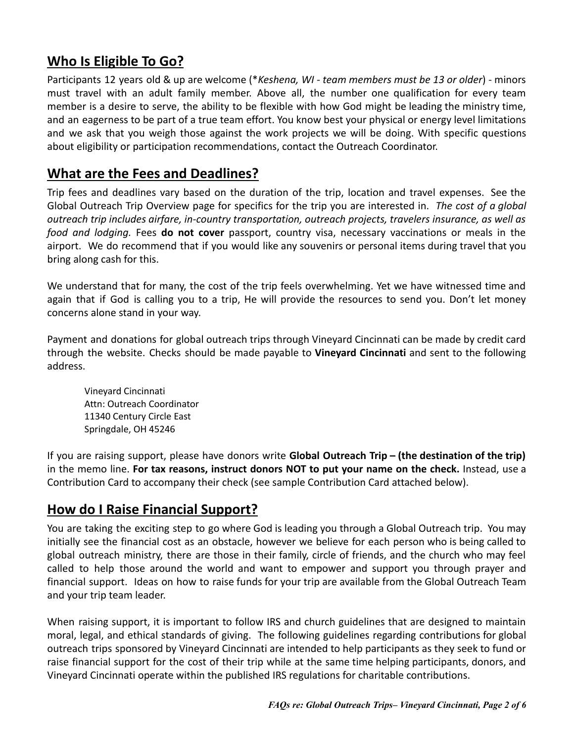## Who Is Eligible To Go?

Participants 12 years old & up are welcome (**Keshena, WI - team members must be 13 or older*) - minors must travel with an adult family member. Above all, the number one qualification for every team member is a desire to serve, the ability to be flexible with how God might be leading the ministry time, and an eagerness to be part of a true team effort. You know best your physical or energy level limitations and we ask that you weigh those against the work projects we will be doing. With specific questions about eligibility or participation recommendations, contact the Outreach Coordinator.

## What are the Fees and Deadlines?

Trip fees and deadlines vary based on the duration of the trip, location and travel expenses. See the Global Outreach Trip Overview page for specifics for the trip you are interested in. *The cost of a global outreach trip includes airfare, in-country transportation, outreach projects, travelers insurance, as well as food and lodging.* Fees **do not cover** passport, country visa, necessary vaccinations or meals in the airport. We do recommend that if you would like any souvenirs or personal items during travel that you bring along cash for this.

We understand that for many, the cost of the trip feels overwhelming. Yet we have witnessed time and again that if God is calling you to a trip, He will provide the resources to send you. Don't let money concerns alone stand in your way.

Payment and donations for global outreach trips through Vineyard Cincinnati can be made by credit card through the website. Checks should be made payable to **Vineyard Cincinnati** and sent to the following address.

> Vineyard Cincinnati
> Attn: Outreach Coordinator
> 11340 Century Circle East
> Springdale, OH 45246

If you are raising support, please have donors write **Global Outreach Trip – (the destination of the trip)** in the memo line. **For tax reasons, instruct donors NOT to put your name on the check.** Instead, use a Contribution Card to accompany their check (see sample Contribution Card attached below).

## How do I Raise Financial Support?

You are taking the exciting step to go where God is leading you through a Global Outreach trip. You may initially see the financial cost as an obstacle, however we believe for each person who is being called to global outreach ministry, there are those in their family, circle of friends, and the church who may feel called to help those around the world and want to empower and support you through prayer and financial support. Ideas on how to raise funds for your trip are available from the Global Outreach Team and your trip team leader.

When raising support, it is important to follow IRS and church guidelines that are designed to maintain moral, legal, and ethical standards of giving. The following guidelines regarding contributions for global outreach trips sponsored by Vineyard Cincinnati are intended to help participants as they seek to fund or raise financial support for the cost of their trip while at the same time helping participants, donors, and Vineyard Cincinnati operate within the published IRS regulations for charitable contributions.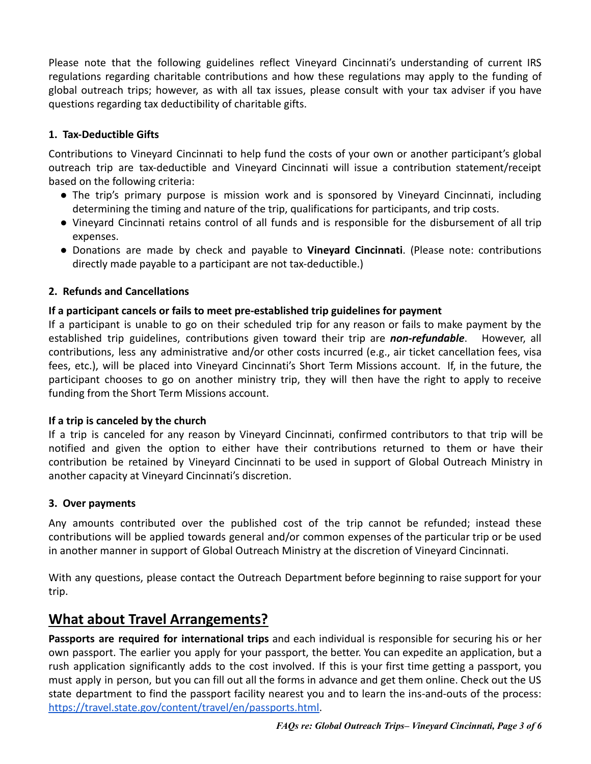Please note that the following guidelines reflect Vineyard Cincinnati's understanding of current IRS regulations regarding charitable contributions and how these regulations may apply to the funding of global outreach trips; however, as with all tax issues, please consult with your tax adviser if you have questions regarding tax deductibility of charitable gifts.

### 1. Tax-Deductible Gifts

Contributions to Vineyard Cincinnati to help fund the costs of your own or another participant's global outreach trip are tax-deductible and Vineyard Cincinnati will issue a contribution statement/receipt based on the following criteria:

- The trip's primary purpose is mission work and is sponsored by Vineyard Cincinnati, including determining the timing and nature of the trip, qualifications for participants, and trip costs.
- Vineyard Cincinnati retains control of all funds and is responsible for the disbursement of all trip expenses.
- Donations are made by check and payable to **Vineyard Cincinnati**. (Please note: contributions directly made payable to a participant are not tax-deductible.)

### 2. Refunds and Cancellations

**If a participant cancels or fails to meet pre-established trip guidelines for payment**

If a participant is unable to go on their scheduled trip for any reason or fails to make payment by the established trip guidelines, contributions given toward their trip are ***non-refundable***. However, all contributions, less any administrative and/or other costs incurred (e.g., air ticket cancellation fees, visa fees, etc.), will be placed into Vineyard Cincinnati's Short Term Missions account. If, in the future, the participant chooses to go on another ministry trip, they will then have the right to apply to receive funding from the Short Term Missions account.

**If a trip is canceled by the church**

If a trip is canceled for any reason by Vineyard Cincinnati, confirmed contributors to that trip will be notified and given the option to either have their contributions returned to them or have their contribution be retained by Vineyard Cincinnati to be used in support of Global Outreach Ministry in another capacity at Vineyard Cincinnati's discretion.

### 3. Over payments

Any amounts contributed over the published cost of the trip cannot be refunded; instead these contributions will be applied towards general and/or common expenses of the particular trip or be used in another manner in support of Global Outreach Ministry at the discretion of Vineyard Cincinnati.

With any questions, please contact the Outreach Department before beginning to raise support for your trip.

## What about Travel Arrangements?

**Passports are required for international trips** and each individual is responsible for securing his or her own passport. The earlier you apply for your passport, the better. You can expedite an application, but a rush application significantly adds to the cost involved. If this is your first time getting a passport, you must apply in person, but you can fill out all the forms in advance and get them online. Check out the US state department to find the passport facility nearest you and to learn the ins-and-outs of the process: [https://travel.state.gov/content/travel/en/passports.html](https://travel.state.gov/content/travel/en/passports.html).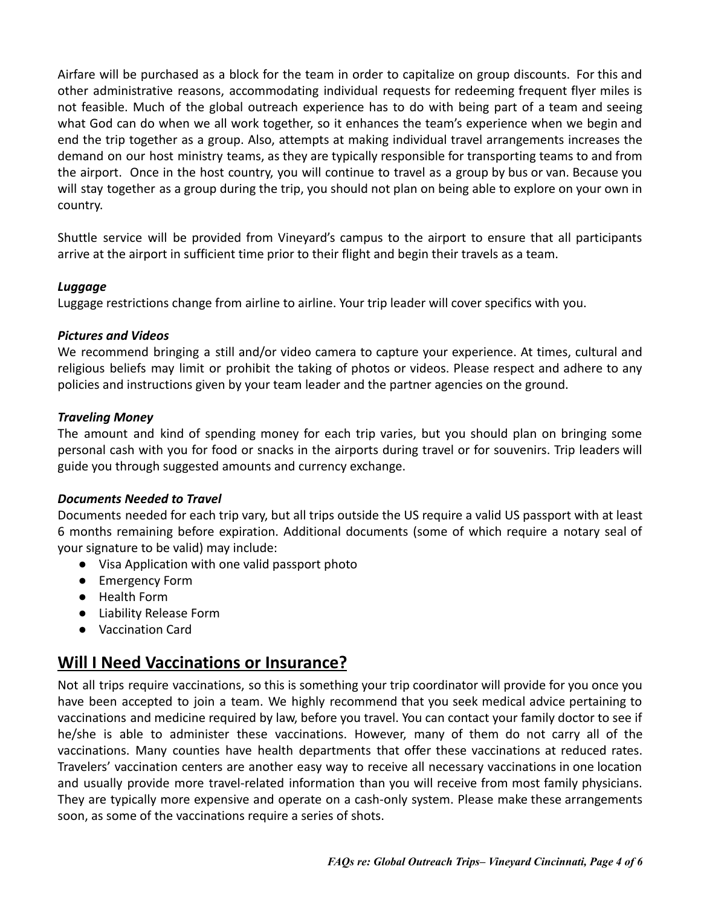Airfare will be purchased as a block for the team in order to capitalize on group discounts. For this and other administrative reasons, accommodating individual requests for redeeming frequent flyer miles is not feasible. Much of the global outreach experience has to do with being part of a team and seeing what God can do when we all work together, so it enhances the team's experience when we begin and end the trip together as a group. Also, attempts at making individual travel arrangements increases the demand on our host ministry teams, as they are typically responsible for transporting teams to and from the airport. Once in the host country, you will continue to travel as a group by bus or van. Because you will stay together as a group during the trip, you should not plan on being able to explore on your own in country.

Shuttle service will be provided from Vineyard's campus to the airport to ensure that all participants arrive at the airport in sufficient time prior to their flight and begin their travels as a team.

***Luggage***

Luggage restrictions change from airline to airline. Your trip leader will cover specifics with you.

***Pictures and Videos***

We recommend bringing a still and/or video camera to capture your experience. At times, cultural and religious beliefs may limit or prohibit the taking of photos or videos. Please respect and adhere to any policies and instructions given by your team leader and the partner agencies on the ground.

***Traveling Money***

The amount and kind of spending money for each trip varies, but you should plan on bringing some personal cash with you for food or snacks in the airports during travel or for souvenirs. Trip leaders will guide you through suggested amounts and currency exchange.

***Documents Needed to Travel***

Documents needed for each trip vary, but all trips outside the US require a valid US passport with at least 6 months remaining before expiration. Additional documents (some of which require a notary seal of your signature to be valid) may include:

- Visa Application with one valid passport photo
- Emergency Form
- Health Form
- Liability Release Form
- Vaccination Card

## Will I Need Vaccinations or Insurance?

Not all trips require vaccinations, so this is something your trip coordinator will provide for you once you have been accepted to join a team. We highly recommend that you seek medical advice pertaining to vaccinations and medicine required by law, before you travel. You can contact your family doctor to see if he/she is able to administer these vaccinations. However, many of them do not carry all of the vaccinations. Many counties have health departments that offer these vaccinations at reduced rates. Travelers' vaccination centers are another easy way to receive all necessary vaccinations in one location and usually provide more travel-related information than you will receive from most family physicians. They are typically more expensive and operate on a cash-only system. Please make these arrangements soon, as some of the vaccinations require a series of shots.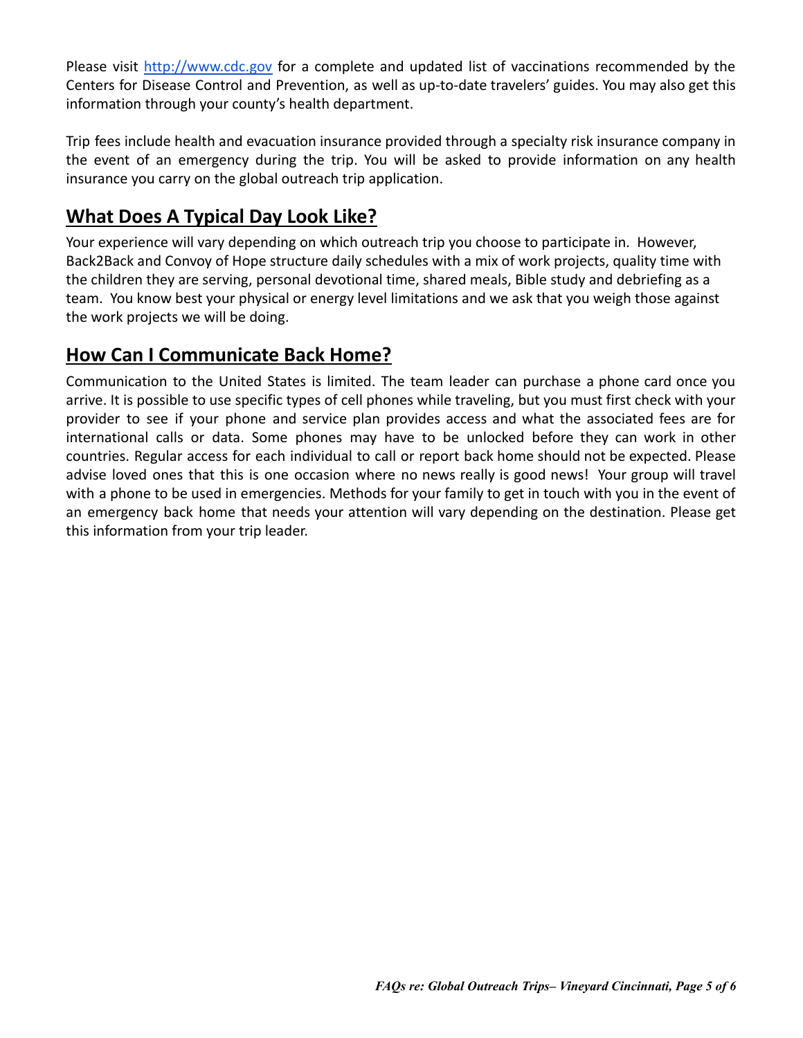Please visit [http://www.cdc.gov](http://www.cdc.gov) for a complete and updated list of vaccinations recommended by the Centers for Disease Control and Prevention, as well as up-to-date travelers' guides. You may also get this information through your county's health department.

Trip fees include health and evacuation insurance provided through a specialty risk insurance company in the event of an emergency during the trip. You will be asked to provide information on any health insurance you carry on the global outreach trip application.

## What Does A Typical Day Look Like?

Your experience will vary depending on which outreach trip you choose to participate in. However, Back2Back and Convoy of Hope structure daily schedules with a mix of work projects, quality time with the children they are serving, personal devotional time, shared meals, Bible study and debriefing as a team. You know best your physical or energy level limitations and we ask that you weigh those against the work projects we will be doing.

## How Can I Communicate Back Home?

Communication to the United States is limited. The team leader can purchase a phone card once you arrive. It is possible to use specific types of cell phones while traveling, but you must first check with your provider to see if your phone and service plan provides access and what the associated fees are for international calls or data. Some phones may have to be unlocked before they can work in other countries. Regular access for each individual to call or report back home should not be expected. Please advise loved ones that this is one occasion where no news really is good news! Your group will travel with a phone to be used in emergencies. Methods for your family to get in touch with you in the event of an emergency back home that needs your attention will vary depending on the destination. Please get this information from your trip leader.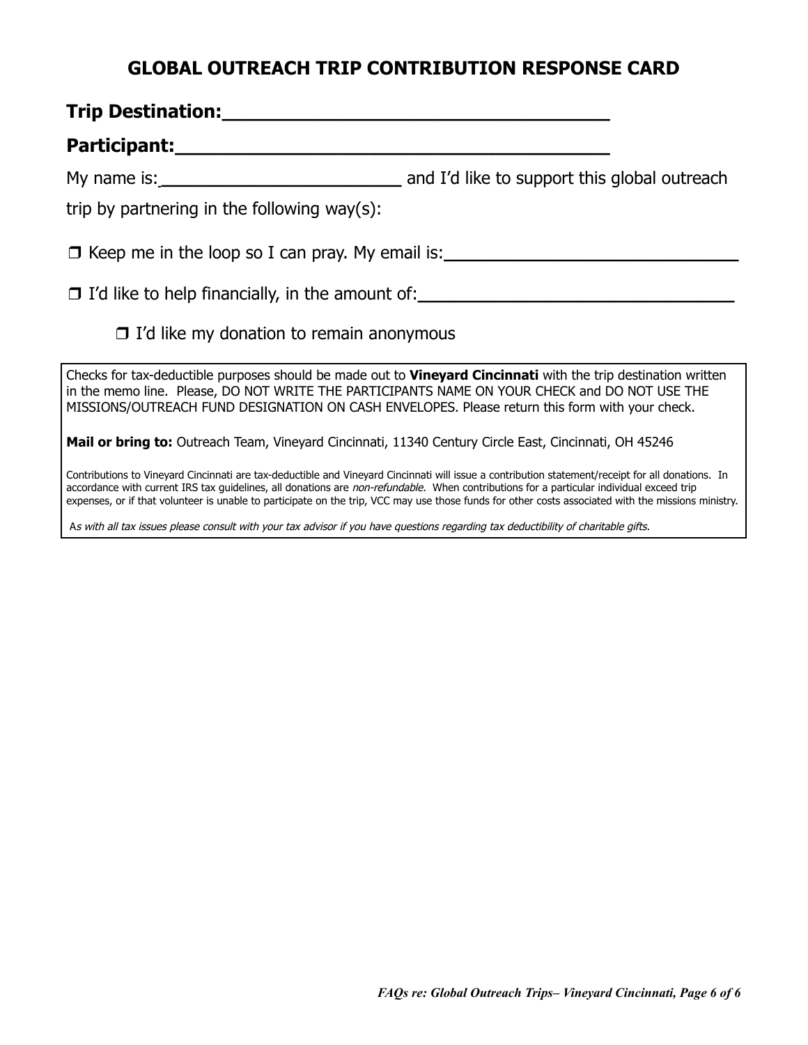## GLOBAL OUTREACH TRIP CONTRIBUTION RESPONSE CARD

**Trip Destination:**___________________________________

**Participant:**_______________________________________

My name is:_________________________ and I'd like to support this global outreach trip by partnering in the following way(s):

❒ Keep me in the loop so I can pray. My email is:____________________________

❒ I'd like to help financially, in the amount of:______________________________

❒ I'd like my donation to remain anonymous

Checks for tax-deductible purposes should be made out to **Vineyard Cincinnati** with the trip destination written in the memo line. Please, DO NOT WRITE THE PARTICIPANTS NAME ON YOUR CHECK and DO NOT USE THE MISSIONS/OUTREACH FUND DESIGNATION ON CASH ENVELOPES. Please return this form with your check.

**Mail or bring to:** Outreach Team, Vineyard Cincinnati, 11340 Century Circle East, Cincinnati, OH 45246

Contributions to Vineyard Cincinnati are tax-deductible and Vineyard Cincinnati will issue a contribution statement/receipt for all donations. In accordance with current IRS tax guidelines, all donations are *non-refundable.* When contributions for a particular individual exceed trip expenses, or if that volunteer is unable to participate on the trip, VCC may use those funds for other costs associated with the missions ministry.

*As with all tax issues please consult with your tax advisor if you have questions regarding tax deductibility of charitable gifts.*